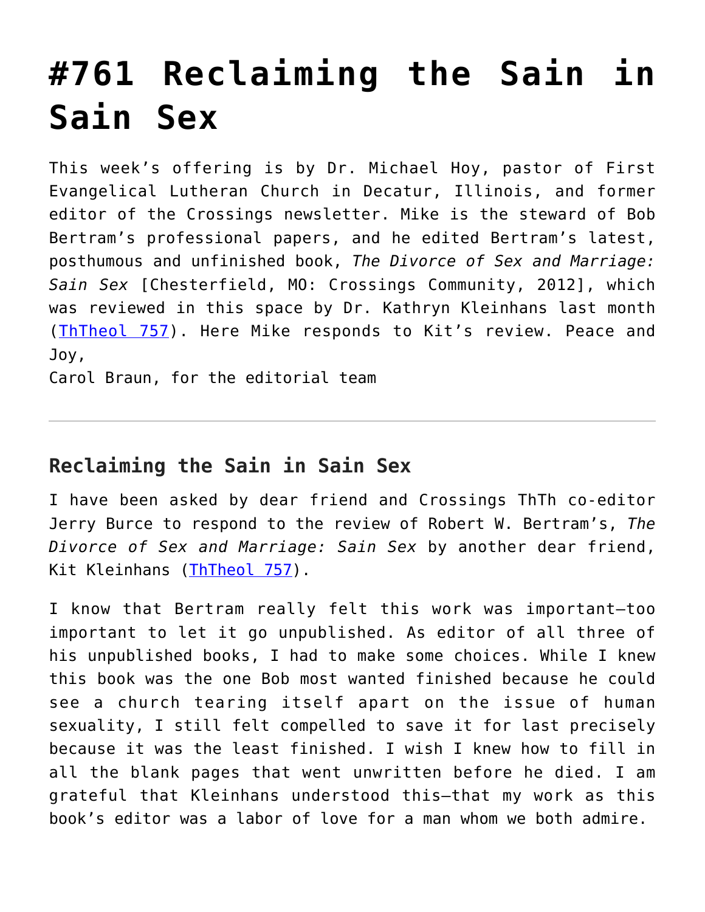# #761 Reclaiming the Sain in Sain Sex

This week's offering is by Dr. Michael Hoy, pastor of First Evangelical Lutheran Church in Decatur, Illinois, and former editor of the Crossings newsletter. Mike is the steward of Bob Bertram's professional papers, and he edited Bertram's latest, posthumous and unfinished book, *The Divorce of Sex and Marriage: Sain Sex* [Chesterfield, MO: Crossings Community, 2012], which was reviewed in this space by Dr. Kathryn Kleinhans last month (ThTheol 757). Here Mike responds to Kit's review. Peace and Joy,
Carol Braun, for the editorial team

---

## Reclaiming the Sain in Sain Sex

I have been asked by dear friend and Crossings ThTh co-editor Jerry Burce to respond to the review of Robert W. Bertram's, *The Divorce of Sex and Marriage: Sain Sex* by another dear friend, Kit Kleinhans (ThTheol 757).

I know that Bertram really felt this work was important—too important to let it go unpublished. As editor of all three of his unpublished books, I had to make some choices. While I knew this book was the one Bob most wanted finished because he could see a church tearing itself apart on the issue of human sexuality, I still felt compelled to save it for last precisely because it was the least finished. I wish I knew how to fill in all the blank pages that went unwritten before he died. I am grateful that Kleinhans understood this—that my work as this book's editor was a labor of love for a man whom we both admire.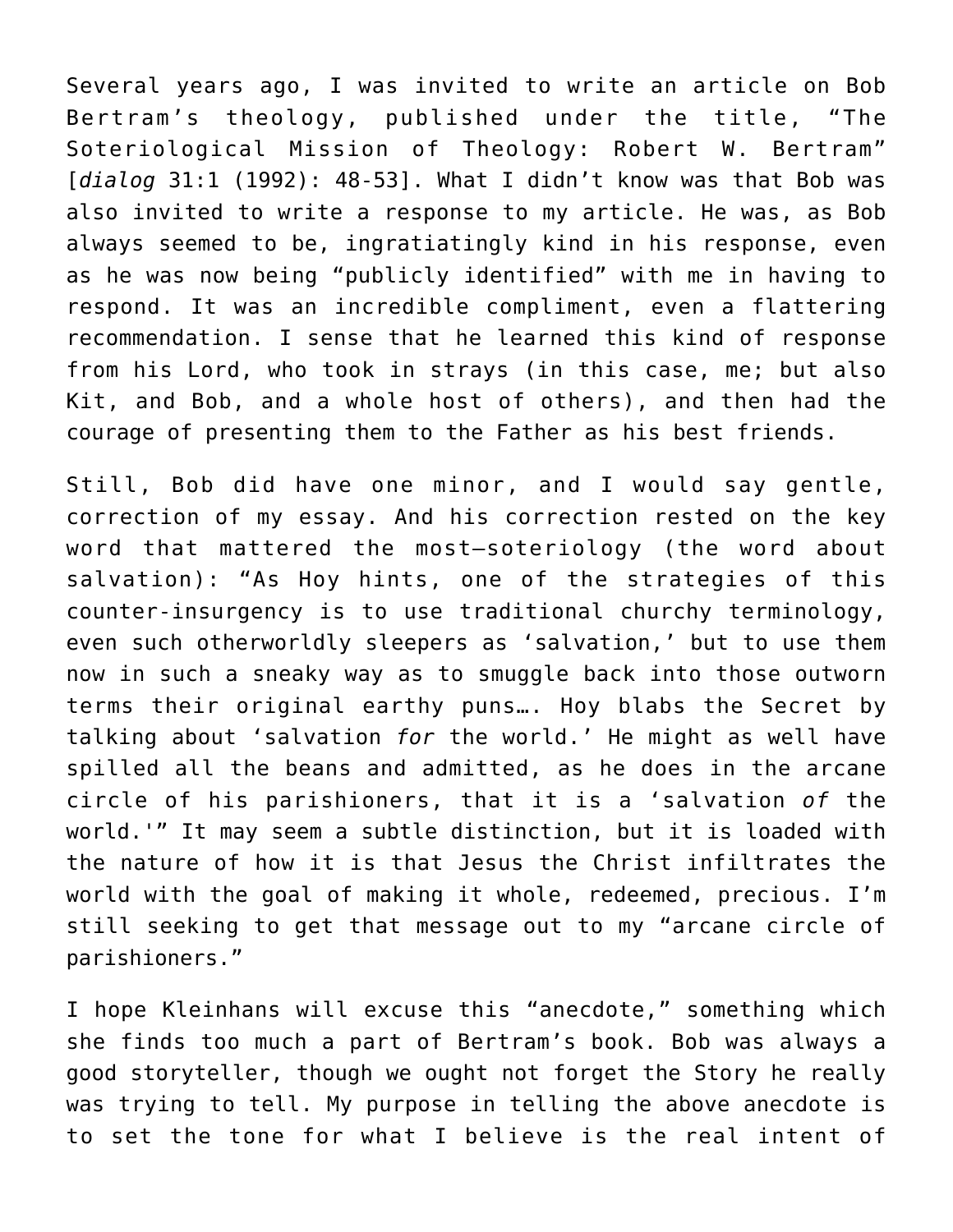Several years ago, I was invited to write an article on Bob Bertram's theology, published under the title, "The Soteriological Mission of Theology: Robert W. Bertram" [*dialog* 31:1 (1992): 48-53]. What I didn't know was that Bob was also invited to write a response to my article. He was, as Bob always seemed to be, ingratiatingly kind in his response, even as he was now being "publicly identified" with me in having to respond. It was an incredible compliment, even a flattering recommendation. I sense that he learned this kind of response from his Lord, who took in strays (in this case, me; but also Kit, and Bob, and a whole host of others), and then had the courage of presenting them to the Father as his best friends.

Still, Bob did have one minor, and I would say gentle, correction of my essay. And his correction rested on the key word that mattered the most—soteriology (the word about salvation): "As Hoy hints, one of the strategies of this counter-insurgency is to use traditional churchy terminology, even such otherworldly sleepers as 'salvation,' but to use them now in such a sneaky way as to smuggle back into those outworn terms their original earthy puns…. Hoy blabs the Secret by talking about 'salvation *for* the world.' He might as well have spilled all the beans and admitted, as he does in the arcane circle of his parishioners, that it is a 'salvation *of* the world.'" It may seem a subtle distinction, but it is loaded with the nature of how it is that Jesus the Christ infiltrates the world with the goal of making it whole, redeemed, precious. I'm still seeking to get that message out to my "arcane circle of parishioners."

I hope Kleinhans will excuse this "anecdote," something which she finds too much a part of Bertram's book. Bob was always a good storyteller, though we ought not forget the Story he really was trying to tell. My purpose in telling the above anecdote is to set the tone for what I believe is the real intent of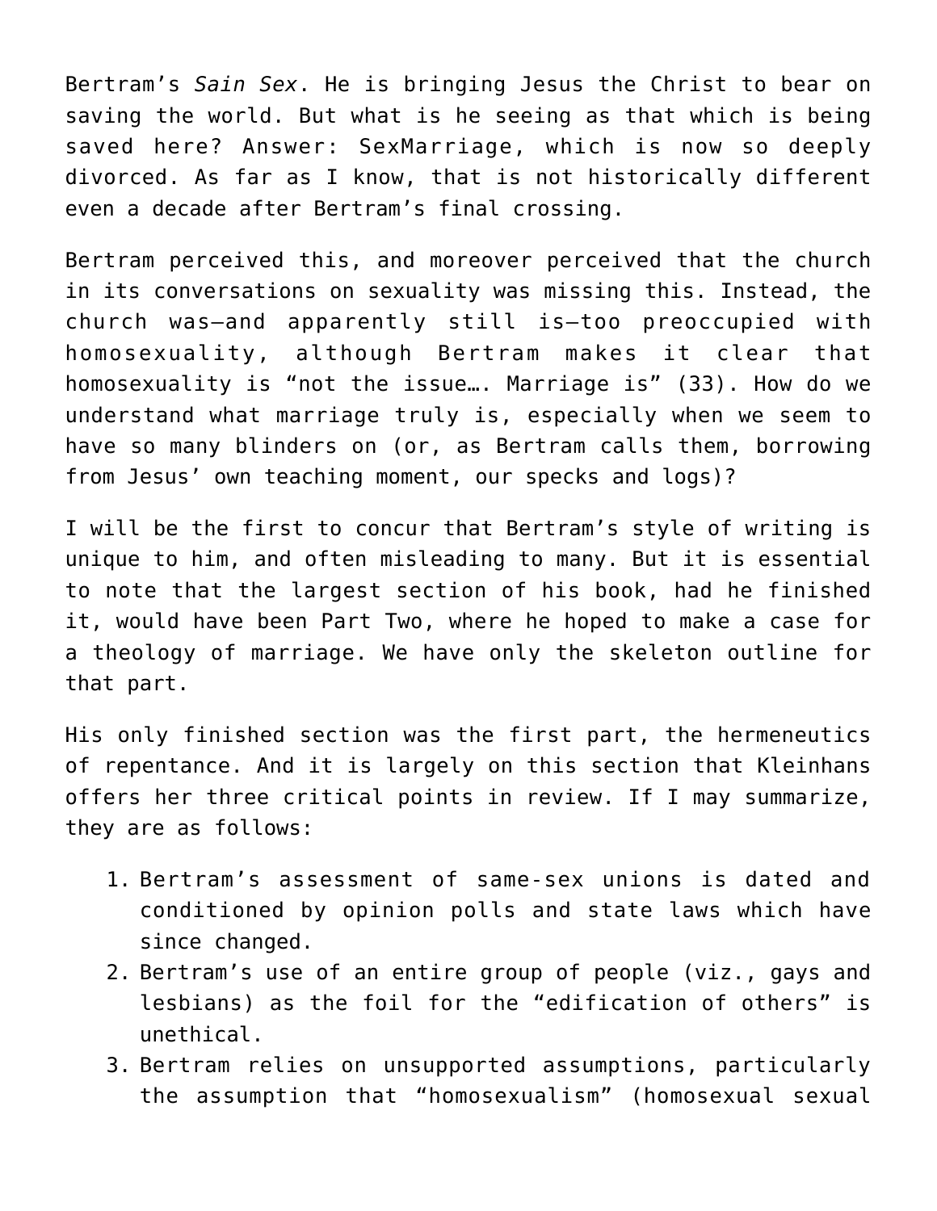Bertram's *Sain Sex*. He is bringing Jesus the Christ to bear on saving the world. But what is he seeing as that which is being saved here? Answer: SexMarriage, which is now so deeply divorced. As far as I know, that is not historically different even a decade after Bertram's final crossing.

Bertram perceived this, and moreover perceived that the church in its conversations on sexuality was missing this. Instead, the church was—and apparently still is—too preoccupied with homosexuality, although Bertram makes it clear that homosexuality is "not the issue…. Marriage is" (33). How do we understand what marriage truly is, especially when we seem to have so many blinders on (or, as Bertram calls them, borrowing from Jesus' own teaching moment, our specks and logs)?

I will be the first to concur that Bertram's style of writing is unique to him, and often misleading to many. But it is essential to note that the largest section of his book, had he finished it, would have been Part Two, where he hoped to make a case for a theology of marriage. We have only the skeleton outline for that part.

His only finished section was the first part, the hermeneutics of repentance. And it is largely on this section that Kleinhans offers her three critical points in review. If I may summarize, they are as follows:

1. Bertram's assessment of same-sex unions is dated and conditioned by opinion polls and state laws which have since changed.
2. Bertram's use of an entire group of people (viz., gays and lesbians) as the foil for the "edification of others" is unethical.
3. Bertram relies on unsupported assumptions, particularly the assumption that "homosexualism" (homosexual sexual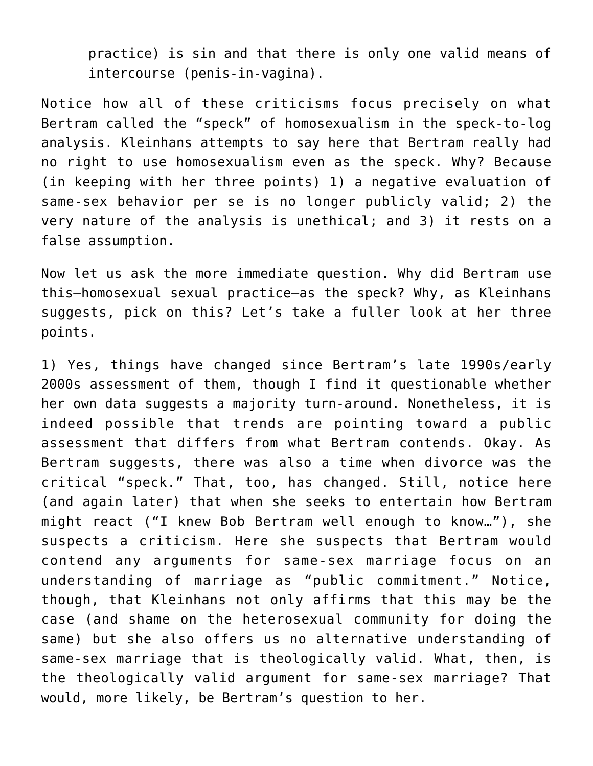practice) is sin and that there is only one valid means of intercourse (penis-in-vagina).

Notice how all of these criticisms focus precisely on what Bertram called the "speck" of homosexualism in the speck-to-log analysis. Kleinhans attempts to say here that Bertram really had no right to use homosexualism even as the speck. Why? Because (in keeping with her three points) 1) a negative evaluation of same-sex behavior per se is no longer publicly valid; 2) the very nature of the analysis is unethical; and 3) it rests on a false assumption.

Now let us ask the more immediate question. Why did Bertram use this—homosexual sexual practice—as the speck? Why, as Kleinhans suggests, pick on this? Let's take a fuller look at her three points.

1) Yes, things have changed since Bertram's late 1990s/early 2000s assessment of them, though I find it questionable whether her own data suggests a majority turn-around. Nonetheless, it is indeed possible that trends are pointing toward a public assessment that differs from what Bertram contends. Okay. As Bertram suggests, there was also a time when divorce was the critical "speck." That, too, has changed. Still, notice here (and again later) that when she seeks to entertain how Bertram might react ("I knew Bob Bertram well enough to know…"), she suspects a criticism. Here she suspects that Bertram would contend any arguments for same-sex marriage focus on an understanding of marriage as "public commitment." Notice, though, that Kleinhans not only affirms that this may be the case (and shame on the heterosexual community for doing the same) but she also offers us no alternative understanding of same-sex marriage that is theologically valid. What, then, is the theologically valid argument for same-sex marriage? That would, more likely, be Bertram's question to her.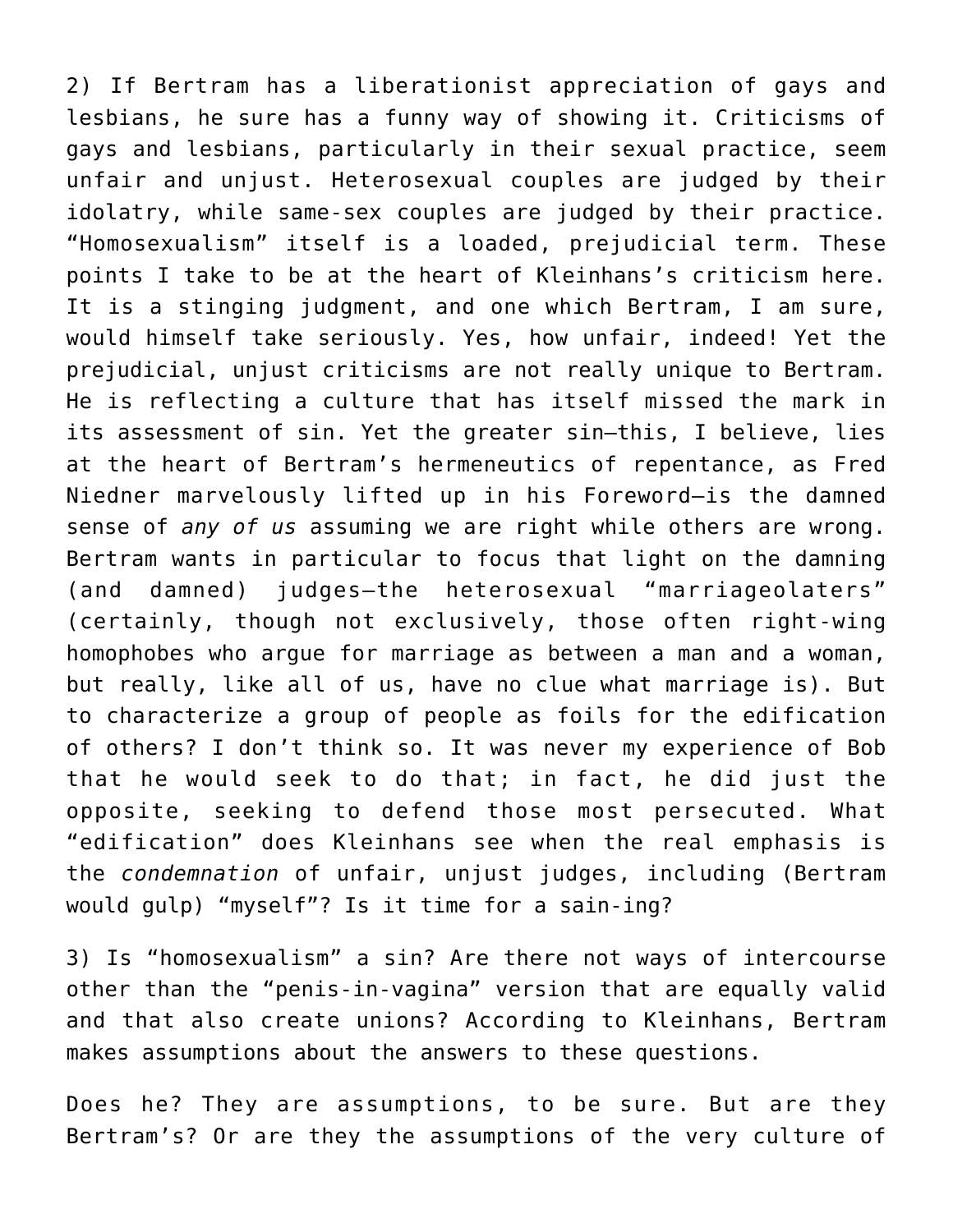2) If Bertram has a liberationist appreciation of gays and lesbians, he sure has a funny way of showing it. Criticisms of gays and lesbians, particularly in their sexual practice, seem unfair and unjust. Heterosexual couples are judged by their idolatry, while same-sex couples are judged by their practice. "Homosexualism" itself is a loaded, prejudicial term. These points I take to be at the heart of Kleinhans's criticism here. It is a stinging judgment, and one which Bertram, I am sure, would himself take seriously. Yes, how unfair, indeed! Yet the prejudicial, unjust criticisms are not really unique to Bertram. He is reflecting a culture that has itself missed the mark in its assessment of sin. Yet the greater sin—this, I believe, lies at the heart of Bertram's hermeneutics of repentance, as Fred Niedner marvelously lifted up in his Foreword—is the damned sense of *any of us* assuming we are right while others are wrong. Bertram wants in particular to focus that light on the damning (and damned) judges—the heterosexual "marriageolaters" (certainly, though not exclusively, those often right-wing homophobes who argue for marriage as between a man and a woman, but really, like all of us, have no clue what marriage is). But to characterize a group of people as foils for the edification of others? I don't think so. It was never my experience of Bob that he would seek to do that; in fact, he did just the opposite, seeking to defend those most persecuted. What "edification" does Kleinhans see when the real emphasis is the *condemnation* of unfair, unjust judges, including (Bertram would gulp) "myself"? Is it time for a sain-ing?

3) Is "homosexualism" a sin? Are there not ways of intercourse other than the "penis-in-vagina" version that are equally valid and that also create unions? According to Kleinhans, Bertram makes assumptions about the answers to these questions.

Does he? They are assumptions, to be sure. But are they Bertram's? Or are they the assumptions of the very culture of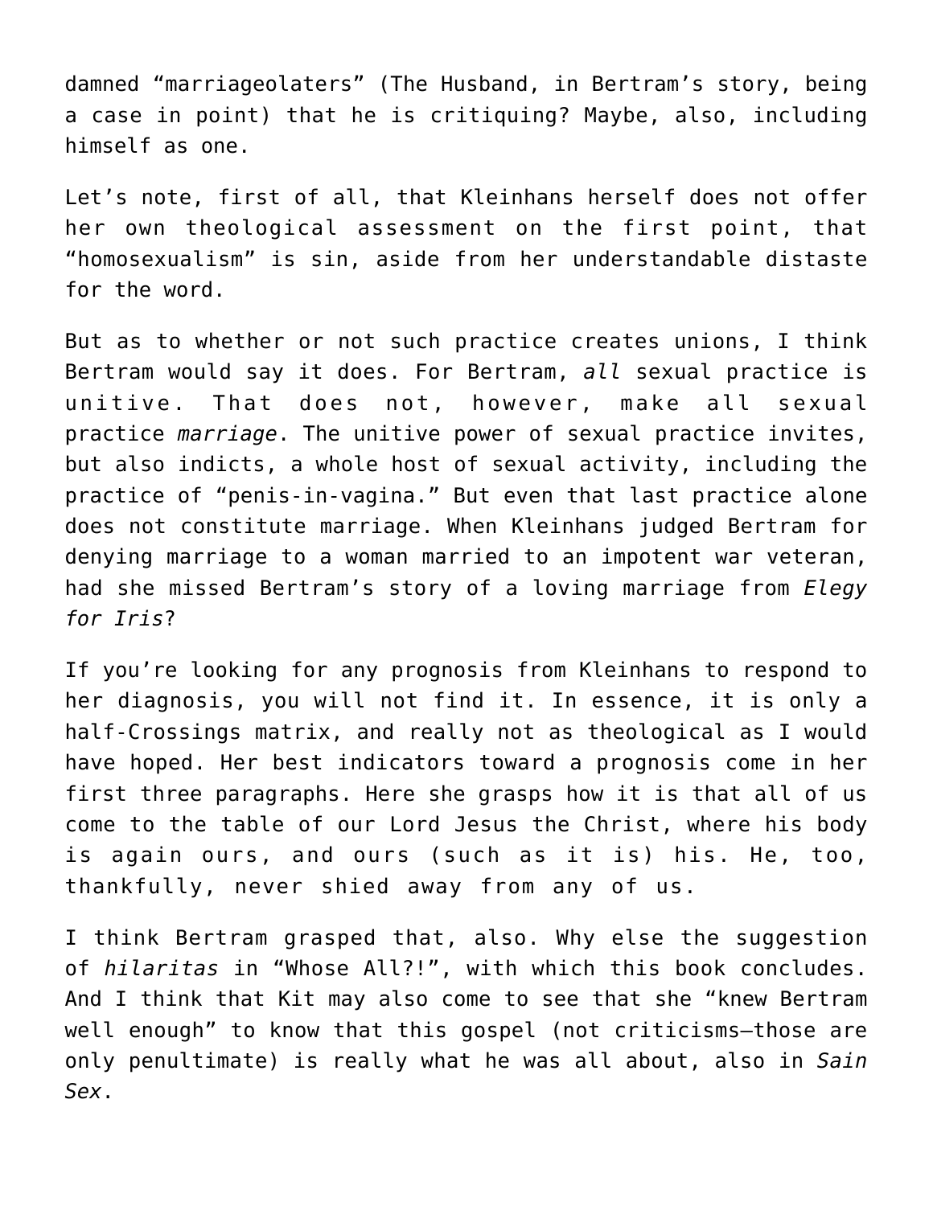damned “marriageolaters” (The Husband, in Bertram’s story, being a case in point) that he is critiquing? Maybe, also, including himself as one.

Let’s note, first of all, that Kleinhans herself does not offer her own theological assessment on the first point, that “homosexualism” is sin, aside from her understandable distaste for the word.

But as to whether or not such practice creates unions, I think Bertram would say it does. For Bertram, *all* sexual practice is unitive. That does not, however, make all sexual practice *marriage*. The unitive power of sexual practice invites, but also indicts, a whole host of sexual activity, including the practice of “penis-in-vagina.” But even that last practice alone does not constitute marriage. When Kleinhans judged Bertram for denying marriage to a woman married to an impotent war veteran, had she missed Bertram’s story of a loving marriage from *Elegy for Iris*?

If you’re looking for any prognosis from Kleinhans to respond to her diagnosis, you will not find it. In essence, it is only a half-Crossings matrix, and really not as theological as I would have hoped. Her best indicators toward a prognosis come in her first three paragraphs. Here she grasps how it is that all of us come to the table of our Lord Jesus the Christ, where his body is again ours, and ours (such as it is) his. He, too, thankfully, never shied away from any of us.

I think Bertram grasped that, also. Why else the suggestion of *hilaritas* in “Whose All?!”, with which this book concludes. And I think that Kit may also come to see that she “knew Bertram well enough” to know that this gospel (not criticisms—those are only penultimate) is really what he was all about, also in *Sain Sex*.